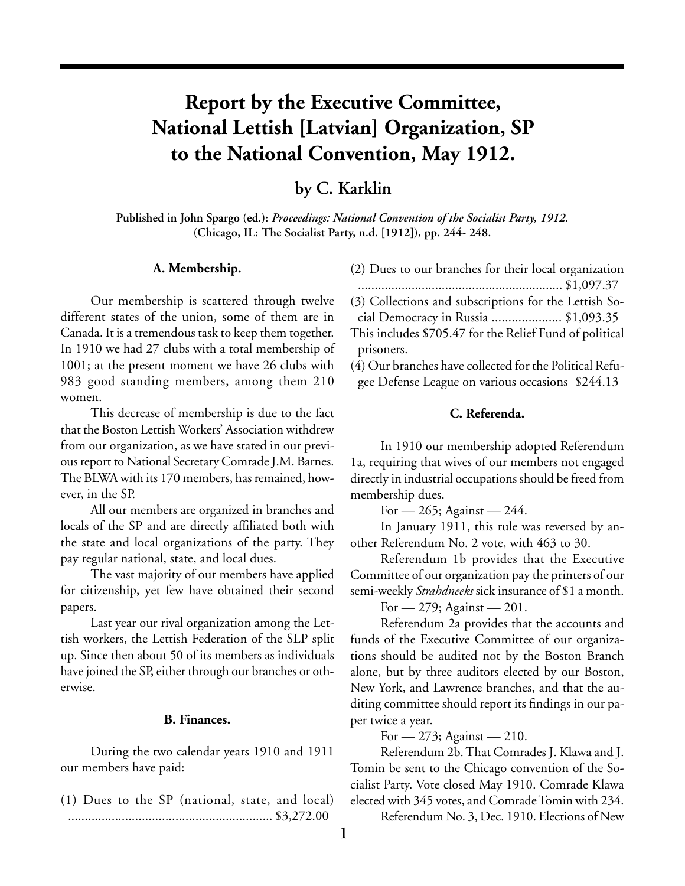# Report by the Executive Committee, National Lettish [Latvian] Organization, SP to the National Convention, May 1912.

## by C. Karklin

**Published in John Spargo (ed.): *Proceedings: National Convention of the Socialist Party, 1912.* (Chicago, IL: The Socialist Party, n.d. [1912]), pp. 244- 248.**

### A. Membership.

Our membership is scattered through twelve different states of the union, some of them are in Canada. It is a tremendous task to keep them together. In 1910 we had 27 clubs with a total membership of 1001; at the present moment we have 26 clubs with 983 good standing members, among them 210 women.

This decrease of membership is due to the fact that the Boston Lettish Workers' Association withdrew from our organization, as we have stated in our previous report to National Secretary Comrade J.M. Barnes. The BLWA with its 170 members, has remained, however, in the SP.

All our members are organized in branches and locals of the SP and are directly affiliated both with the state and local organizations of the party. They pay regular national, state, and local dues.

The vast majority of our members have applied for citizenship, yet few have obtained their second papers.

Last year our rival organization among the Lettish workers, the Lettish Federation of the SLP split up. Since then about 50 of its members as individuals have joined the SP, either through our branches or otherwise.

### B. Finances.

During the two calendar years 1910 and 1911 our members have paid:

(1) Dues to the SP (national, state, and local) ............................................................ $3,272.00

(2) Dues to our branches for their local organization ............................................................ $1,097.37

(3) Collections and subscriptions for the Lettish Social Democracy in Russia .................... $1,093.35

This includes $705.47 for the Relief Fund of political prisoners.

(4) Our branches have collected for the Political Refugee Defense League on various occasions $244.13

### C. Referenda.

In 1910 our membership adopted Referendum 1a, requiring that wives of our members not engaged directly in industrial occupations should be freed from membership dues.

For — 265; Against — 244.

In January 1911, this rule was reversed by another Referendum No. 2 vote, with 463 to 30.

Referendum 1b provides that the Executive Committee of our organization pay the printers of our semi-weekly *Strahdneeks* sick insurance of $1 a month.

For — 279; Against — 201.

Referendum 2a provides that the accounts and funds of the Executive Committee of our organizations should be audited not by the Boston Branch alone, but by three auditors elected by our Boston, New York, and Lawrence branches, and that the auditing committee should report its findings in our paper twice a year.

For — 273; Against — 210.

Referendum 2b. That Comrades J. Klawa and J. Tomin be sent to the Chicago convention of the Socialist Party. Vote closed May 1910. Comrade Klawa elected with 345 votes, and Comrade Tomin with 234.

Referendum No. 3, Dec. 1910. Elections of New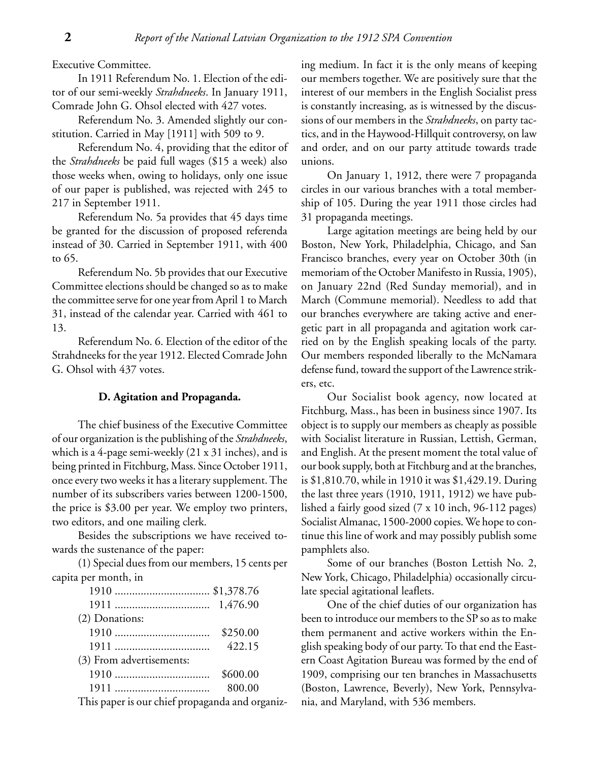Executive Committee.

In 1911 Referendum No. 1. Election of the editor of our semi-weekly *Strahdneeks*. In January 1911, Comrade John G. Ohsol elected with 427 votes.

Referendum No. 3. Amended slightly our constitution. Carried in May [1911] with 509 to 9.

Referendum No. 4, providing that the editor of the *Strahdneeks* be paid full wages ($15 a week) also those weeks when, owing to holidays, only one issue of our paper is published, was rejected with 245 to 217 in September 1911.

Referendum No. 5a provides that 45 days time be granted for the discussion of proposed referenda instead of 30. Carried in September 1911, with 400 to 65.

Referendum No. 5b provides that our Executive Committee elections should be changed so as to make the committee serve for one year from April 1 to March 31, instead of the calendar year. Carried with 461 to 13.

Referendum No. 6. Election of the editor of the Strahdneeks for the year 1912. Elected Comrade John G. Ohsol with 437 votes.

### D. Agitation and Propaganda.

The chief business of the Executive Committee of our organization is the publishing of the *Strahdneeks*, which is a 4-page semi-weekly (21 x 31 inches), and is being printed in Fitchburg, Mass. Since October 1911, once every two weeks it has a literary supplement. The number of its subscribers varies between 1200-1500, the price is $3.00 per year. We employ two printers, two editors, and one mailing clerk.

Besides the subscriptions we have received towards the sustenance of the paper:

(1) Special dues from our members, 15 cents per capita per month, in

| | |
|---|---|
| 1910 | $1,378.76 |
| 1911 | 1,476.90 |

(2) Donations:

| | |
|---|---|
| 1910 | $250.00 |
| 1911 | 422.15 |

(3) From advertisements:

| | |
|---|---|
| 1910 | $600.00 |
| 1911 | 800.00 |

This paper is our chief propaganda and organizing medium. In fact it is the only means of keeping our members together. We are positively sure that the interest of our members in the English Socialist press is constantly increasing, as is witnessed by the discussions of our members in the *Strahdneeks*, on party tactics, and in the Haywood-Hillquit controversy, on law and order, and on our party attitude towards trade unions.

On January 1, 1912, there were 7 propaganda circles in our various branches with a total membership of 105. During the year 1911 those circles had 31 propaganda meetings.

Large agitation meetings are being held by our Boston, New York, Philadelphia, Chicago, and San Francisco branches, every year on October 30th (in memoriam of the October Manifesto in Russia, 1905), on January 22nd (Red Sunday memorial), and in March (Commune memorial). Needless to add that our branches everywhere are taking active and energetic part in all propaganda and agitation work carried on by the English speaking locals of the party. Our members responded liberally to the McNamara defense fund, toward the support of the Lawrence strikers, etc.

Our Socialist book agency, now located at Fitchburg, Mass., has been in business since 1907. Its object is to supply our members as cheaply as possible with Socialist literature in Russian, Lettish, German, and English. At the present moment the total value of our book supply, both at Fitchburg and at the branches, is $1,810.70, while in 1910 it was $1,429.19. During the last three years (1910, 1911, 1912) we have published a fairly good sized (7 x 10 inch, 96-112 pages) Socialist Almanac, 1500-2000 copies. We hope to continue this line of work and may possibly publish some pamphlets also.

Some of our branches (Boston Lettish No. 2, New York, Chicago, Philadelphia) occasionally circulate special agitational leaflets.

One of the chief duties of our organization has been to introduce our members to the SP so as to make them permanent and active workers within the English speaking body of our party. To that end the Eastern Coast Agitation Bureau was formed by the end of 1909, comprising our ten branches in Massachusetts (Boston, Lawrence, Beverly), New York, Pennsylvania, and Maryland, with 536 members.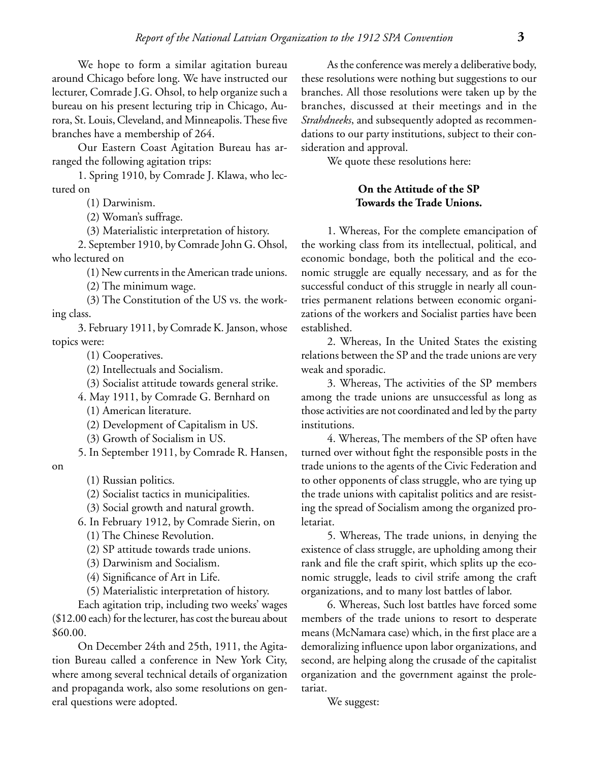We hope to form a similar agitation bureau around Chicago before long. We have instructed our lecturer, Comrade J.G. Ohsol, to help organize such a bureau on his present lecturing trip in Chicago, Aurora, St. Louis, Cleveland, and Minneapolis. These five branches have a membership of 264.

Our Eastern Coast Agitation Bureau has arranged the following agitation trips:

1. Spring 1910, by Comrade J. Klawa, who lectured on
   - (1) Darwinism.
   - (2) Woman's suffrage.
   - (3) Materialistic interpretation of history.
2. September 1910, by Comrade John G. Ohsol, who lectured on
   - (1) New currents in the American trade unions.
   - (2) The minimum wage.
   - (3) The Constitution of the US vs. the working class.
3. February 1911, by Comrade K. Janson, whose topics were:
   - (1) Cooperatives.
   - (2) Intellectuals and Socialism.
   - (3) Socialist attitude towards general strike.
4. May 1911, by Comrade G. Bernhard on
   - (1) American literature.
   - (2) Development of Capitalism in US.
   - (3) Growth of Socialism in US.
5. In September 1911, by Comrade R. Hansen, on
   - (1) Russian politics.
   - (2) Socialist tactics in municipalities.
   - (3) Social growth and natural growth.
6. In February 1912, by Comrade Sierin, on
   - (1) The Chinese Revolution.
   - (2) SP attitude towards trade unions.
   - (3) Darwinism and Socialism.
   - (4) Significance of Art in Life.
   - (5) Materialistic interpretation of history.

Each agitation trip, including two weeks' wages ($12.00 each) for the lecturer, has cost the bureau about $60.00.

On December 24th and 25th, 1911, the Agitation Bureau called a conference in New York City, where among several technical details of organization and propaganda work, also some resolutions on general questions were adopted.

As the conference was merely a deliberative body, these resolutions were nothing but suggestions to our branches. All those resolutions were taken up by the branches, discussed at their meetings and in the *Strahdneeks*, and subsequently adopted as recommendations to our party institutions, subject to their consideration and approval.

We quote these resolutions here:

### On the Attitude of the SP Towards the Trade Unions.

1. Whereas, For the complete emancipation of the working class from its intellectual, political, and economic bondage, both the political and the economic struggle are equally necessary, and as for the successful conduct of this struggle in nearly all countries permanent relations between economic organizations of the workers and Socialist parties have been established.

2. Whereas, In the United States the existing relations between the SP and the trade unions are very weak and sporadic.

3. Whereas, The activities of the SP members among the trade unions are unsuccessful as long as those activities are not coordinated and led by the party institutions.

4. Whereas, The members of the SP often have turned over without fight the responsible posts in the trade unions to the agents of the Civic Federation and to other opponents of class struggle, who are tying up the trade unions with capitalist politics and are resisting the spread of Socialism among the organized proletariat.

5. Whereas, The trade unions, in denying the existence of class struggle, are upholding among their rank and file the craft spirit, which splits up the economic struggle, leads to civil strife among the craft organizations, and to many lost battles of labor.

6. Whereas, Such lost battles have forced some members of the trade unions to resort to desperate means (McNamara case) which, in the first place are a demoralizing influence upon labor organizations, and second, are helping along the crusade of the capitalist organization and the government against the proletariat.

We suggest: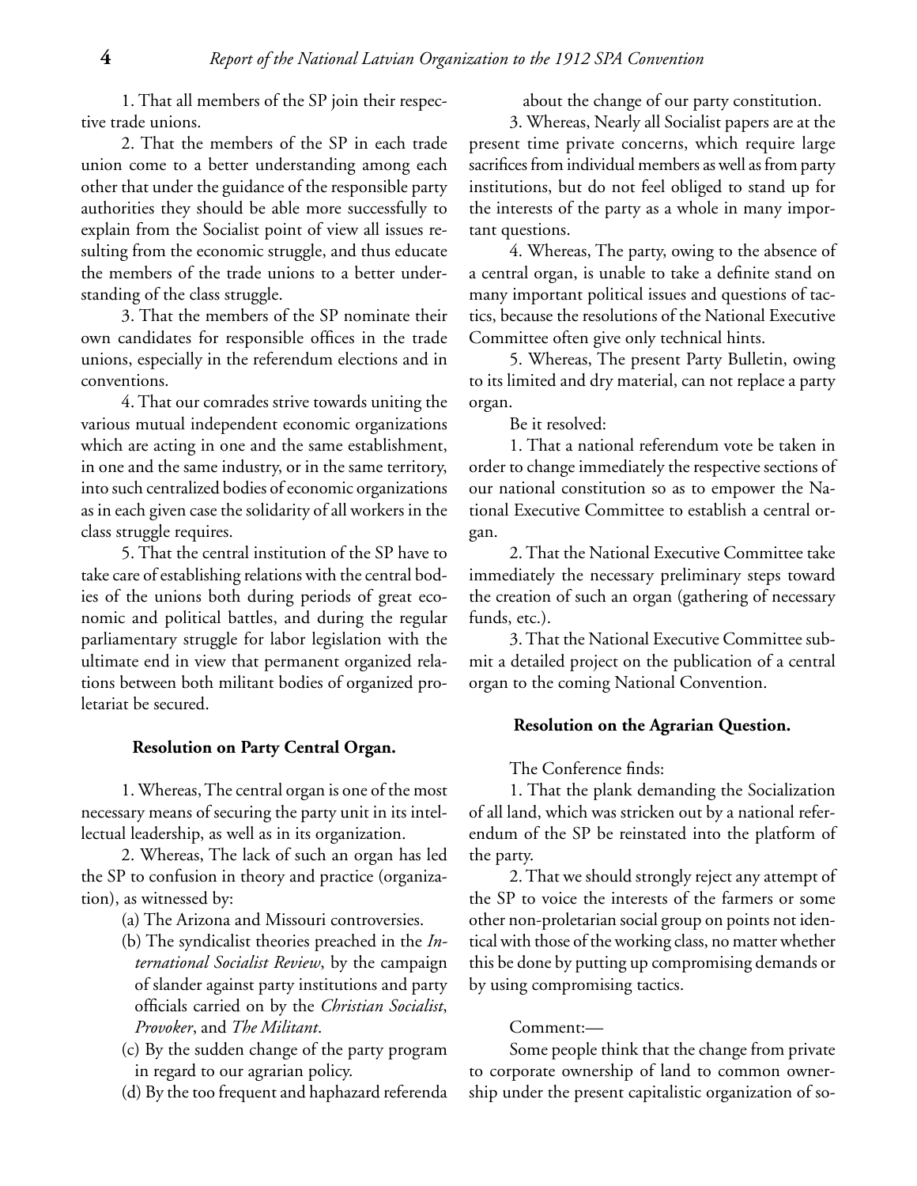1. That all members of the SP join their respective trade unions.

2. That the members of the SP in each trade union come to a better understanding among each other that under the guidance of the responsible party authorities they should be able more successfully to explain from the Socialist point of view all issues resulting from the economic struggle, and thus educate the members of the trade unions to a better understanding of the class struggle.

3. That the members of the SP nominate their own candidates for responsible offices in the trade unions, especially in the referendum elections and in conventions.

4. That our comrades strive towards uniting the various mutual independent economic organizations which are acting in one and the same establishment, in one and the same industry, or in the same territory, into such centralized bodies of economic organizations as in each given case the solidarity of all workers in the class struggle requires.

5. That the central institution of the SP have to take care of establishing relations with the central bodies of the unions both during periods of great economic and political battles, and during the regular parliamentary struggle for labor legislation with the ultimate end in view that permanent organized relations between both militant bodies of organized proletariat be secured.

**Resolution on Party Central Organ.**

1. Whereas, The central organ is one of the most necessary means of securing the party unit in its intellectual leadership, as well as in its organization.

2. Whereas, The lack of such an organ has led the SP to confusion in theory and practice (organization), as witnessed by:

(a) The Arizona and Missouri controversies.

(b) The syndicalist theories preached in the *International Socialist Review*, by the campaign of slander against party institutions and party officials carried on by the *Christian Socialist*, *Provoker*, and *The Militant*.

(c) By the sudden change of the party program in regard to our agrarian policy.

(d) By the too frequent and haphazard referenda about the change of our party constitution.

3. Whereas, Nearly all Socialist papers are at the present time private concerns, which require large sacrifices from individual members as well as from party institutions, but do not feel obliged to stand up for the interests of the party as a whole in many important questions.

4. Whereas, The party, owing to the absence of a central organ, is unable to take a definite stand on many important political issues and questions of tactics, because the resolutions of the National Executive Committee often give only technical hints.

5. Whereas, The present Party Bulletin, owing to its limited and dry material, can not replace a party organ.

Be it resolved:

1. That a national referendum vote be taken in order to change immediately the respective sections of our national constitution so as to empower the National Executive Committee to establish a central organ.

2. That the National Executive Committee take immediately the necessary preliminary steps toward the creation of such an organ (gathering of necessary funds, etc.).

3. That the National Executive Committee submit a detailed project on the publication of a central organ to the coming National Convention.

**Resolution on the Agrarian Question.**

The Conference finds:

1. That the plank demanding the Socialization of all land, which was stricken out by a national referendum of the SP be reinstated into the platform of the party.

2. That we should strongly reject any attempt of the SP to voice the interests of the farmers or some other non-proletarian social group on points not identical with those of the working class, no matter whether this be done by putting up compromising demands or by using compromising tactics.

Comment:—

Some people think that the change from private to corporate ownership of land to common ownership under the present capitalistic organization of so-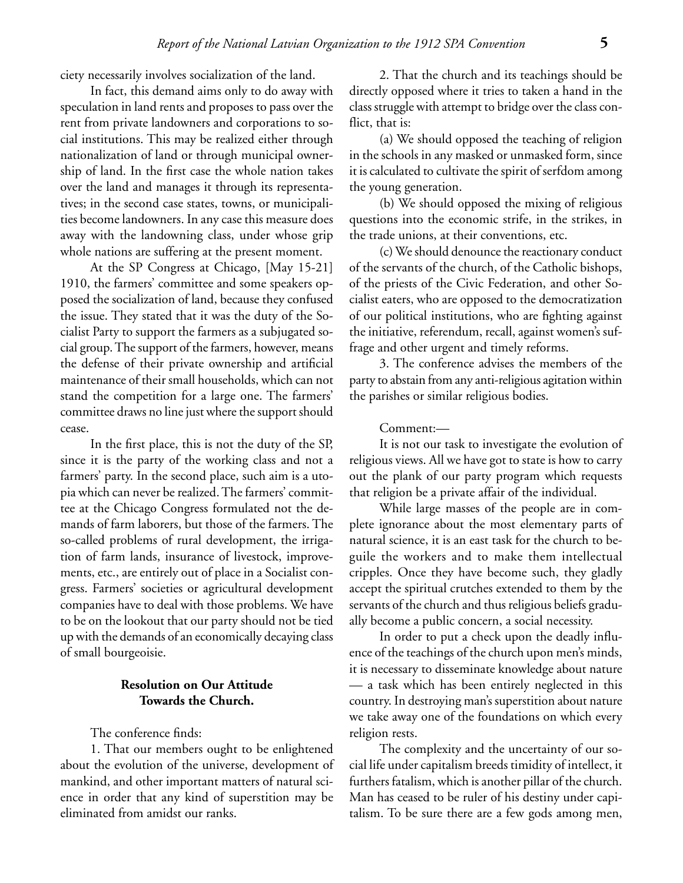ciety necessarily involves socialization of the land.

In fact, this demand aims only to do away with speculation in land rents and proposes to pass over the rent from private landowners and corporations to social institutions. This may be realized either through nationalization of land or through municipal ownership of land. In the first case the whole nation takes over the land and manages it through its representatives; in the second case states, towns, or municipalities become landowners. In any case this measure does away with the landowning class, under whose grip whole nations are suffering at the present moment.

At the SP Congress at Chicago, [May 15-21] 1910, the farmers' committee and some speakers opposed the socialization of land, because they confused the issue. They stated that it was the duty of the Socialist Party to support the farmers as a subjugated social group. The support of the farmers, however, means the defense of their private ownership and artificial maintenance of their small households, which can not stand the competition for a large one. The farmers' committee draws no line just where the support should cease.

In the first place, this is not the duty of the SP, since it is the party of the working class and not a farmers' party. In the second place, such aim is a utopia which can never be realized. The farmers' committee at the Chicago Congress formulated not the demands of farm laborers, but those of the farmers. The so-called problems of rural development, the irrigation of farm lands, insurance of livestock, improvements, etc., are entirely out of place in a Socialist congress. Farmers' societies or agricultural development companies have to deal with those problems. We have to be on the lookout that our party should not be tied up with the demands of an economically decaying class of small bourgeoisie.

### Resolution on Our Attitude Towards the Church.

The conference finds:

1. That our members ought to be enlightened about the evolution of the universe, development of mankind, and other important matters of natural science in order that any kind of superstition may be eliminated from amidst our ranks.

2. That the church and its teachings should be directly opposed where it tries to taken a hand in the class struggle with attempt to bridge over the class conflict, that is:

(a) We should opposed the teaching of religion in the schools in any masked or unmasked form, since it is calculated to cultivate the spirit of serfdom among the young generation.

(b) We should opposed the mixing of religious questions into the economic strife, in the strikes, in the trade unions, at their conventions, etc.

(c) We should denounce the reactionary conduct of the servants of the church, of the Catholic bishops, of the priests of the Civic Federation, and other Socialist eaters, who are opposed to the democratization of our political institutions, who are fighting against the initiative, referendum, recall, against women's suffrage and other urgent and timely reforms.

3. The conference advises the members of the party to abstain from any anti-religious agitation within the parishes or similar religious bodies.

Comment:—

It is not our task to investigate the evolution of religious views. All we have got to state is how to carry out the plank of our party program which requests that religion be a private affair of the individual.

While large masses of the people are in complete ignorance about the most elementary parts of natural science, it is an east task for the church to beguile the workers and to make them intellectual cripples. Once they have become such, they gladly accept the spiritual crutches extended to them by the servants of the church and thus religious beliefs gradually become a public concern, a social necessity.

In order to put a check upon the deadly influence of the teachings of the church upon men's minds, it is necessary to disseminate knowledge about nature — a task which has been entirely neglected in this country. In destroying man's superstition about nature we take away one of the foundations on which every religion rests.

The complexity and the uncertainty of our social life under capitalism breeds timidity of intellect, it furthers fatalism, which is another pillar of the church. Man has ceased to be ruler of his destiny under capitalism. To be sure there are a few gods among men,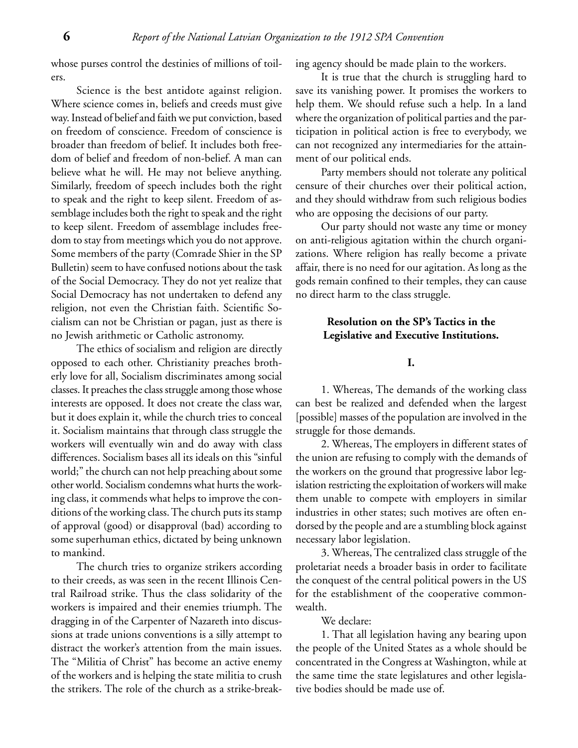whose purses control the destinies of millions of toilers.

Science is the best antidote against religion. Where science comes in, beliefs and creeds must give way. Instead of belief and faith we put conviction, based on freedom of conscience. Freedom of conscience is broader than freedom of belief. It includes both freedom of belief and freedom of non-belief. A man can believe what he will. He may not believe anything. Similarly, freedom of speech includes both the right to speak and the right to keep silent. Freedom of assemblage includes both the right to speak and the right to keep silent. Freedom of assemblage includes freedom to stay from meetings which you do not approve. Some members of the party (Comrade Shier in the SP Bulletin) seem to have confused notions about the task of the Social Democracy. They do not yet realize that Social Democracy has not undertaken to defend any religion, not even the Christian faith. Scientific Socialism can not be Christian or pagan, just as there is no Jewish arithmetic or Catholic astronomy.

The ethics of socialism and religion are directly opposed to each other. Christianity preaches brotherly love for all, Socialism discriminates among social classes. It preaches the class struggle among those whose interests are opposed. It does not create the class war, but it does explain it, while the church tries to conceal it. Socialism maintains that through class struggle the workers will eventually win and do away with class differences. Socialism bases all its ideals on this "sinful world;" the church can not help preaching about some other world. Socialism condemns what hurts the working class, it commends what helps to improve the conditions of the working class. The church puts its stamp of approval (good) or disapproval (bad) according to some superhuman ethics, dictated by being unknown to mankind.

The church tries to organize strikers according to their creeds, as was seen in the recent Illinois Central Railroad strike. Thus the class solidarity of the workers is impaired and their enemies triumph. The dragging in of the Carpenter of Nazareth into discussions at trade unions conventions is a silly attempt to distract the worker's attention from the main issues. The "Militia of Christ" has become an active enemy of the workers and is helping the state militia to crush the strikers. The role of the church as a strike-breaking agency should be made plain to the workers.

It is true that the church is struggling hard to save its vanishing power. It promises the workers to help them. We should refuse such a help. In a land where the organization of political parties and the participation in political action is free to everybody, we can not recognized any intermediaries for the attainment of our political ends.

Party members should not tolerate any political censure of their churches over their political action, and they should withdraw from such religious bodies who are opposing the decisions of our party.

Our party should not waste any time or money on anti-religious agitation within the church organizations. Where religion has really become a private affair, there is no need for our agitation. As long as the gods remain confined to their temples, they can cause no direct harm to the class struggle.

## Resolution on the SP's Tactics in the Legislative and Executive Institutions.

### I.

1. Whereas, The demands of the working class can best be realized and defended when the largest [possible] masses of the population are involved in the struggle for those demands.

2. Whereas, The employers in different states of the union are refusing to comply with the demands of the workers on the ground that progressive labor legislation restricting the exploitation of workers will make them unable to compete with employers in similar industries in other states; such motives are often endorsed by the people and are a stumbling block against necessary labor legislation.

3. Whereas, The centralized class struggle of the proletariat needs a broader basis in order to facilitate the conquest of the central political powers in the US for the establishment of the cooperative commonwealth.

We declare:

1. That all legislation having any bearing upon the people of the United States as a whole should be concentrated in the Congress at Washington, while at the same time the state legislatures and other legislative bodies should be made use of.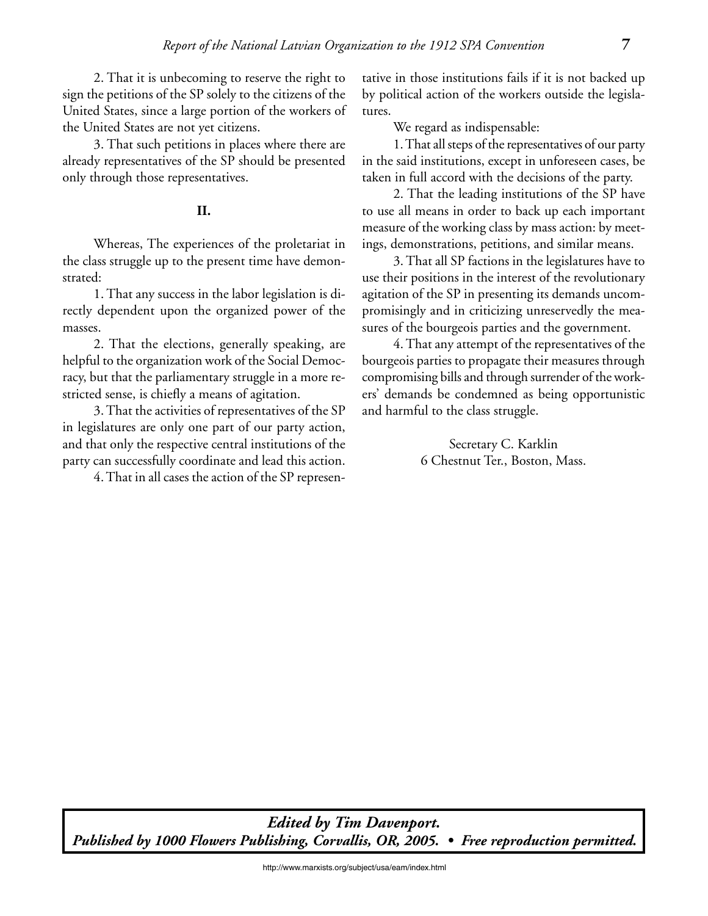2. That it is unbecoming to reserve the right to sign the petitions of the SP solely to the citizens of the United States, since a large portion of the workers of the United States are not yet citizens.

3. That such petitions in places where there are already representatives of the SP should be presented only through those representatives.

**II.**

Whereas, The experiences of the proletariat in the class struggle up to the present time have demonstrated:

1. That any success in the labor legislation is directly dependent upon the organized power of the masses.

2. That the elections, generally speaking, are helpful to the organization work of the Social Democracy, but that the parliamentary struggle in a more restricted sense, is chiefly a means of agitation.

3. That the activities of representatives of the SP in legislatures are only one part of our party action, and that only the respective central institutions of the party can successfully coordinate and lead this action.

4. That in all cases the action of the SP representative in those institutions fails if it is not backed up by political action of the workers outside the legislatures.

We regard as indispensable:

1. That all steps of the representatives of our party in the said institutions, except in unforeseen cases, be taken in full accord with the decisions of the party.

2. That the leading institutions of the SP have to use all means in order to back up each important measure of the working class by mass action: by meetings, demonstrations, petitions, and similar means.

3. That all SP factions in the legislatures have to use their positions in the interest of the revolutionary agitation of the SP in presenting its demands uncompromisingly and in criticizing unreservedly the measures of the bourgeois parties and the government.

4. That any attempt of the representatives of the bourgeois parties to propagate their measures through compromising bills and through surrender of the workers' demands be condemned as being opportunistic and harmful to the class struggle.

Secretary C. Karklin
6 Chestnut Ter., Boston, Mass.

***Edited by Tim Davenport.***
***Published by 1000 Flowers Publishing, Corvallis, OR, 2005. • Free reproduction permitted.***

http://www.marxists.org/subject/usa/eam/index.html